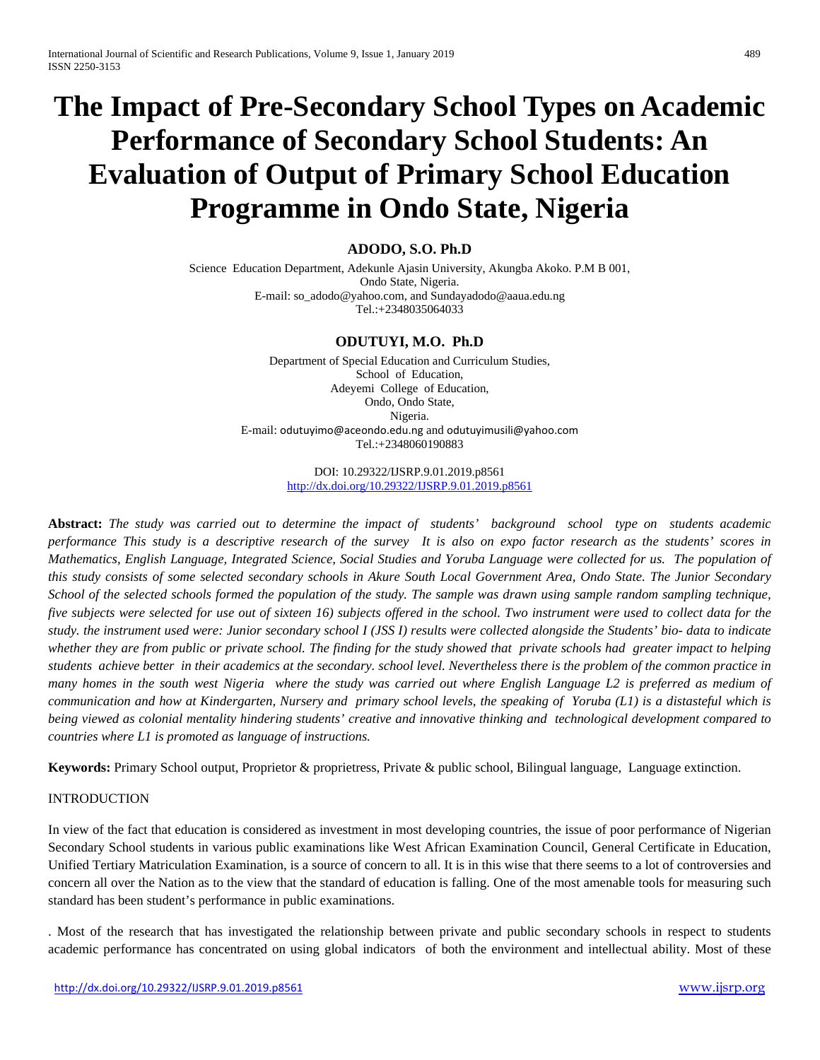# The Impact of Pre-Secondary School Types on Academic Performance of Secondary School Students: An Evaluation of Output of Primary School Education Programme in Ondo State, Nigeria

**ADODO, S.O. Ph.D**

Science Education Department, Adekunle Ajasin University, Akungba Akoko. P.M B 001,
Ondo State, Nigeria.
E-mail: so_adodo@yahoo.com, and Sundayadodo@aaua.edu.ng
Tel.:+2348035064033

**ODUTUYI, M.O. Ph.D**

Department of Special Education and Curriculum Studies,
School of Education,
Adeyemi College of Education,
Ondo, Ondo State,
Nigeria.
E-mail: odutuyimo@aceondo.edu.ng and odutuyimusili@yahoo.com
Tel.:+2348060190883

DOI: 10.29322/IJSRP.9.01.2019.p8561
http://dx.doi.org/10.29322/IJSRP.9.01.2019.p8561

**Abstract:** *The study was carried out to determine the impact of students' background school type on students academic performance This study is a descriptive research of the survey It is also on expo factor research as the students' scores in Mathematics, English Language, Integrated Science, Social Studies and Yoruba Language were collected for us. The population of this study consists of some selected secondary schools in Akure South Local Government Area, Ondo State. The Junior Secondary School of the selected schools formed the population of the study. The sample was drawn using sample random sampling technique, five subjects were selected for use out of sixteen 16) subjects offered in the school. Two instrument were used to collect data for the study. the instrument used were: Junior secondary school I (JSS I) results were collected alongside the Students' bio- data to indicate whether they are from public or private school. The finding for the study showed that private schools had greater impact to helping students achieve better in their academics at the secondary. school level. Nevertheless there is the problem of the common practice in many homes in the south west Nigeria where the study was carried out where English Language L2 is preferred as medium of communication and how at Kindergarten, Nursery and primary school levels, the speaking of Yoruba (L1) is a distasteful which is being viewed as colonial mentality hindering students' creative and innovative thinking and technological development compared to countries where L1 is promoted as language of instructions.*

**Keywords:** Primary School output, Proprietor & proprietress, Private & public school, Bilingual language, Language extinction.

INTRODUCTION

In view of the fact that education is considered as investment in most developing countries, the issue of poor performance of Nigerian Secondary School students in various public examinations like West African Examination Council, General Certificate in Education, Unified Tertiary Matriculation Examination, is a source of concern to all. It is in this wise that there seems to a lot of controversies and concern all over the Nation as to the view that the standard of education is falling. One of the most amenable tools for measuring such standard has been student's performance in public examinations.

. Most of the research that has investigated the relationship between private and public secondary schools in respect to students academic performance has concentrated on using global indicators of both the environment and intellectual ability. Most of these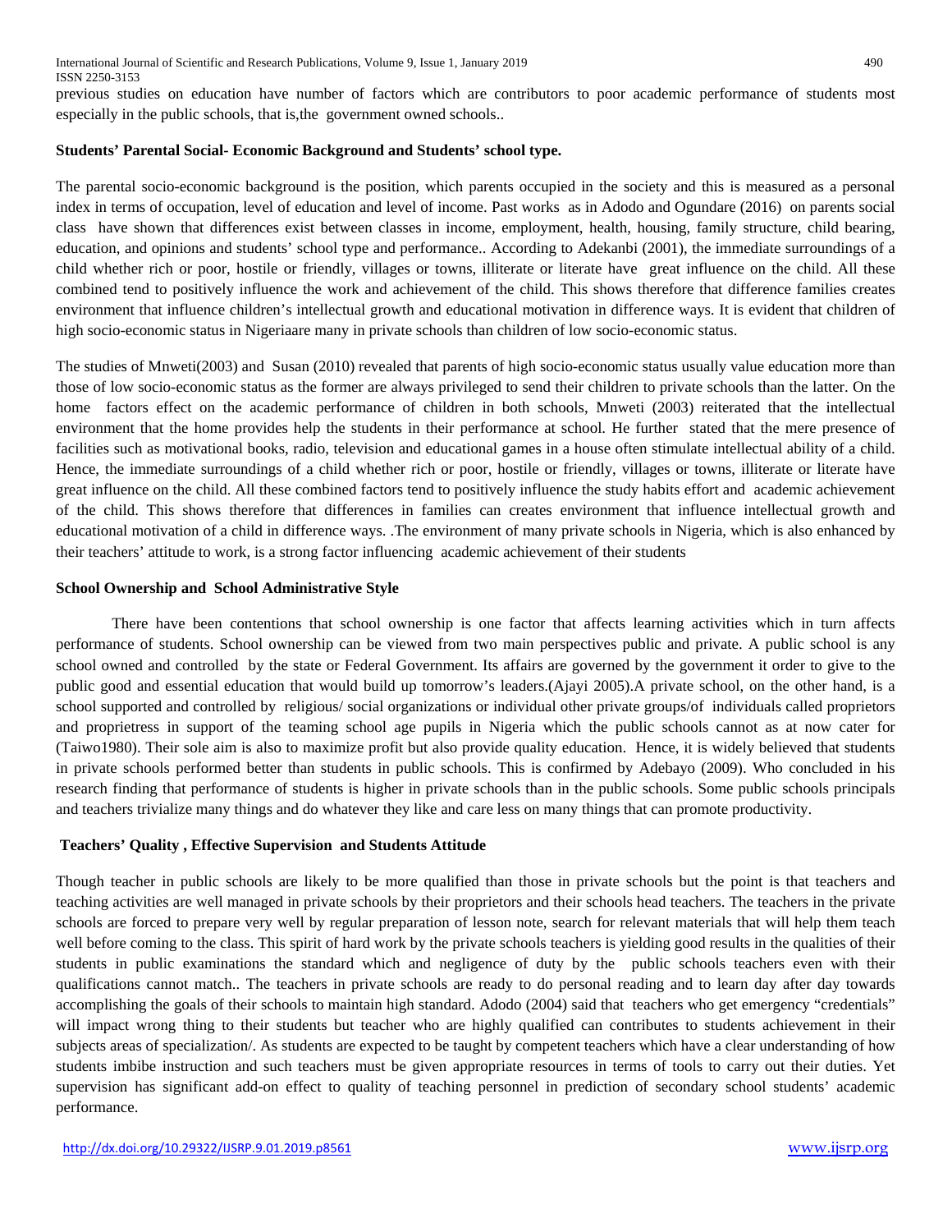previous studies on education have number of factors which are contributors to poor academic performance of students most especially in the public schools, that is,the government owned schools..

**Students' Parental Social- Economic Background and Students' school type.**

The parental socio-economic background is the position, which parents occupied in the society and this is measured as a personal index in terms of occupation, level of education and level of income. Past works as in Adodo and Ogundare (2016) on parents social class have shown that differences exist between classes in income, employment, health, housing, family structure, child bearing, education, and opinions and students' school type and performance.. According to Adekanbi (2001), the immediate surroundings of a child whether rich or poor, hostile or friendly, villages or towns, illiterate or literate have great influence on the child. All these combined tend to positively influence the work and achievement of the child. This shows therefore that difference families creates environment that influence children's intellectual growth and educational motivation in difference ways. It is evident that children of high socio-economic status in Nigeriaare many in private schools than children of low socio-economic status.

The studies of Mnweti(2003) and Susan (2010) revealed that parents of high socio-economic status usually value education more than those of low socio-economic status as the former are always privileged to send their children to private schools than the latter. On the home factors effect on the academic performance of children in both schools, Mnweti (2003) reiterated that the intellectual environment that the home provides help the students in their performance at school. He further stated that the mere presence of facilities such as motivational books, radio, television and educational games in a house often stimulate intellectual ability of a child. Hence, the immediate surroundings of a child whether rich or poor, hostile or friendly, villages or towns, illiterate or literate have great influence on the child. All these combined factors tend to positively influence the study habits effort and academic achievement of the child. This shows therefore that differences in families can creates environment that influence intellectual growth and educational motivation of a child in difference ways. .The environment of many private schools in Nigeria, which is also enhanced by their teachers' attitude to work, is a strong factor influencing academic achievement of their students

**School Ownership and School Administrative Style**

There have been contentions that school ownership is one factor that affects learning activities which in turn affects performance of students. School ownership can be viewed from two main perspectives public and private. A public school is any school owned and controlled by the state or Federal Government. Its affairs are governed by the government it order to give to the public good and essential education that would build up tomorrow's leaders.(Ajayi 2005).A private school, on the other hand, is a school supported and controlled by religious/ social organizations or individual other private groups/of individuals called proprietors and proprietress in support of the teaming school age pupils in Nigeria which the public schools cannot as at now cater for (Taiwo1980). Their sole aim is also to maximize profit but also provide quality education. Hence, it is widely believed that students in private schools performed better than students in public schools. This is confirmed by Adebayo (2009). Who concluded in his research finding that performance of students is higher in private schools than in the public schools. Some public schools principals and teachers trivialize many things and do whatever they like and care less on many things that can promote productivity.

**Teachers' Quality , Effective Supervision and Students Attitude**

Though teacher in public schools are likely to be more qualified than those in private schools but the point is that teachers and teaching activities are well managed in private schools by their proprietors and their schools head teachers. The teachers in the private schools are forced to prepare very well by regular preparation of lesson note, search for relevant materials that will help them teach well before coming to the class. This spirit of hard work by the private schools teachers is yielding good results in the qualities of their students in public examinations the standard which and negligence of duty by the public schools teachers even with their qualifications cannot match.. The teachers in private schools are ready to do personal reading and to learn day after day towards accomplishing the goals of their schools to maintain high standard. Adodo (2004) said that teachers who get emergency "credentials" will impact wrong thing to their students but teacher who are highly qualified can contributes to students achievement in their subjects areas of specialization/. As students are expected to be taught by competent teachers which have a clear understanding of how students imbibe instruction and such teachers must be given appropriate resources in terms of tools to carry out their duties. Yet supervision has significant add-on effect to quality of teaching personnel in prediction of secondary school students' academic performance.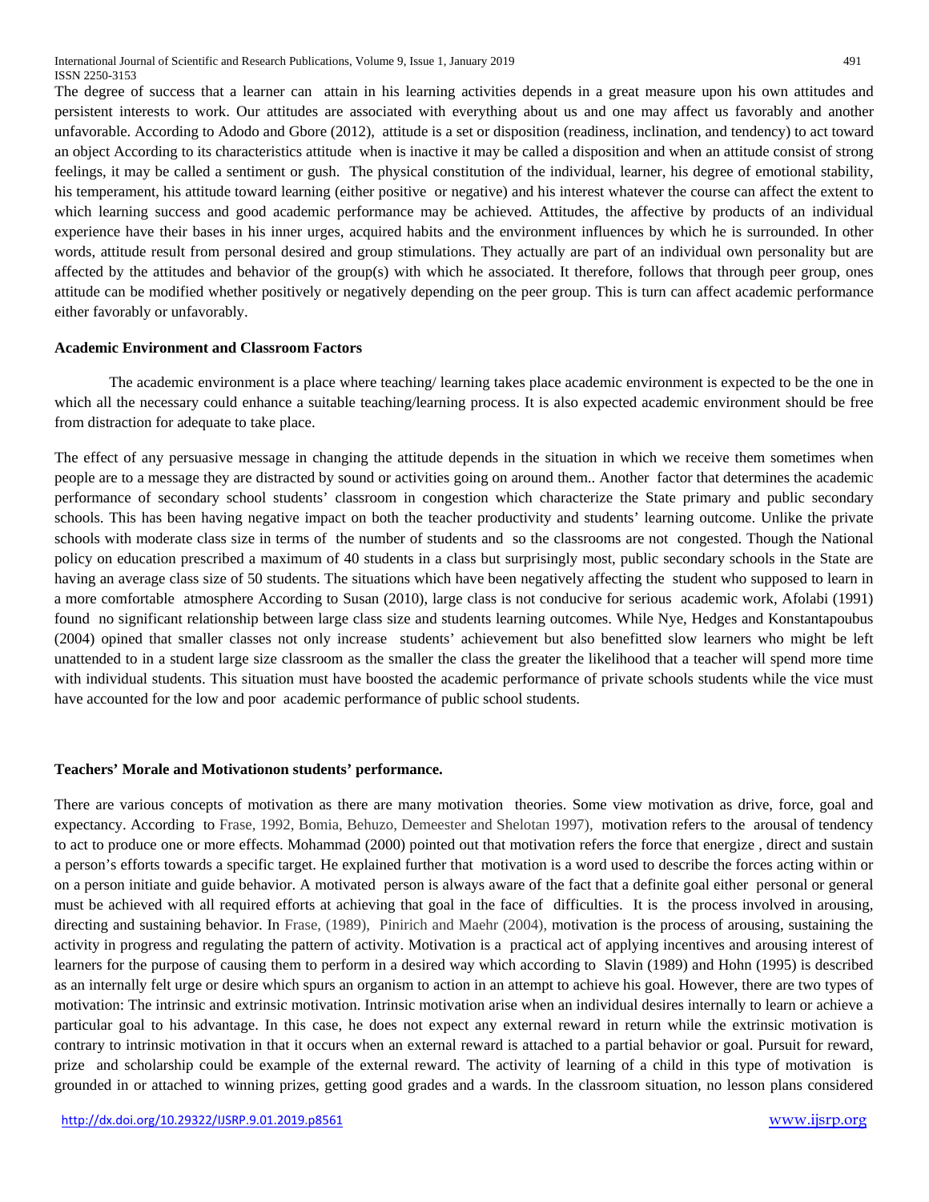The degree of success that a learner can attain in his learning activities depends in a great measure upon his own attitudes and persistent interests to work. Our attitudes are associated with everything about us and one may affect us favorably and another unfavorable. According to Adodo and Gbore (2012), attitude is a set or disposition (readiness, inclination, and tendency) to act toward an object According to its characteristics attitude when is inactive it may be called a disposition and when an attitude consist of strong feelings, it may be called a sentiment or gush. The physical constitution of the individual, learner, his degree of emotional stability, his temperament, his attitude toward learning (either positive or negative) and his interest whatever the course can affect the extent to which learning success and good academic performance may be achieved. Attitudes, the affective by products of an individual experience have their bases in his inner urges, acquired habits and the environment influences by which he is surrounded. In other words, attitude result from personal desired and group stimulations. They actually are part of an individual own personality but are affected by the attitudes and behavior of the group(s) with which he associated. It therefore, follows that through peer group, ones attitude can be modified whether positively or negatively depending on the peer group. This is turn can affect academic performance either favorably or unfavorably.

**Academic Environment and Classroom Factors**

The academic environment is a place where teaching/ learning takes place academic environment is expected to be the one in which all the necessary could enhance a suitable teaching/learning process. It is also expected academic environment should be free from distraction for adequate to take place.

The effect of any persuasive message in changing the attitude depends in the situation in which we receive them sometimes when people are to a message they are distracted by sound or activities going on around them.. Another factor that determines the academic performance of secondary school students' classroom in congestion which characterize the State primary and public secondary schools. This has been having negative impact on both the teacher productivity and students' learning outcome. Unlike the private schools with moderate class size in terms of the number of students and so the classrooms are not congested. Though the National policy on education prescribed a maximum of 40 students in a class but surprisingly most, public secondary schools in the State are having an average class size of 50 students. The situations which have been negatively affecting the student who supposed to learn in a more comfortable atmosphere According to Susan (2010), large class is not conducive for serious academic work, Afolabi (1991) found no significant relationship between large class size and students learning outcomes. While Nye, Hedges and Konstantapoubus (2004) opined that smaller classes not only increase students' achievement but also benefitted slow learners who might be left unattended to in a student large size classroom as the smaller the class the greater the likelihood that a teacher will spend more time with individual students. This situation must have boosted the academic performance of private schools students while the vice must have accounted for the low and poor academic performance of public school students.

**Teachers' Morale and Motivationon students' performance.**

There are various concepts of motivation as there are many motivation theories. Some view motivation as drive, force, goal and expectancy. According to Frase, 1992, Bomia, Behuzo, Demeester and Shelotan 1997), motivation refers to the arousal of tendency to act to produce one or more effects. Mohammad (2000) pointed out that motivation refers the force that energize , direct and sustain a person's efforts towards a specific target. He explained further that motivation is a word used to describe the forces acting within or on a person initiate and guide behavior. A motivated person is always aware of the fact that a definite goal either personal or general must be achieved with all required efforts at achieving that goal in the face of difficulties. It is the process involved in arousing, directing and sustaining behavior. In Frase, (1989), Pinirich and Maehr (2004), motivation is the process of arousing, sustaining the activity in progress and regulating the pattern of activity. Motivation is a practical act of applying incentives and arousing interest of learners for the purpose of causing them to perform in a desired way which according to Slavin (1989) and Hohn (1995) is described as an internally felt urge or desire which spurs an organism to action in an attempt to achieve his goal. However, there are two types of motivation: The intrinsic and extrinsic motivation. Intrinsic motivation arise when an individual desires internally to learn or achieve a particular goal to his advantage. In this case, he does not expect any external reward in return while the extrinsic motivation is contrary to intrinsic motivation in that it occurs when an external reward is attached to a partial behavior or goal. Pursuit for reward, prize and scholarship could be example of the external reward. The activity of learning of a child in this type of motivation is grounded in or attached to winning prizes, getting good grades and a wards. In the classroom situation, no lesson plans considered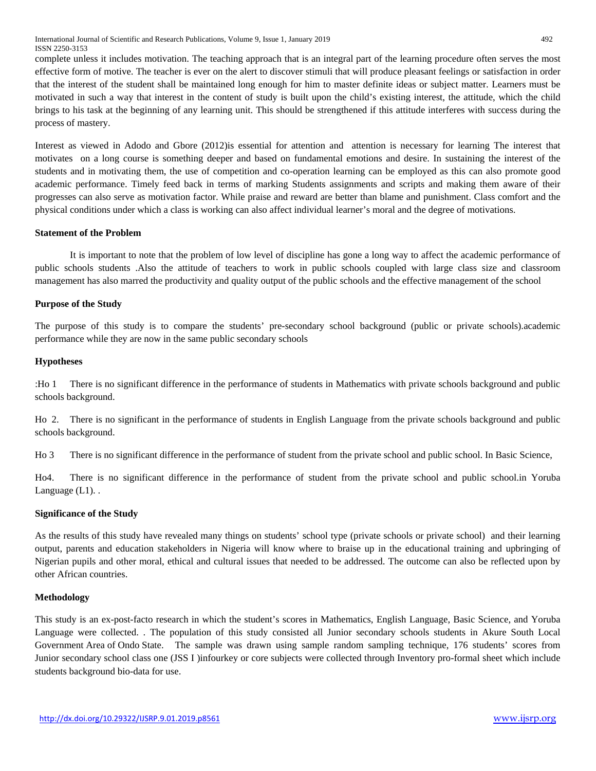complete unless it includes motivation. The teaching approach that is an integral part of the learning procedure often serves the most effective form of motive. The teacher is ever on the alert to discover stimuli that will produce pleasant feelings or satisfaction in order that the interest of the student shall be maintained long enough for him to master definite ideas or subject matter. Learners must be motivated in such a way that interest in the content of study is built upon the child's existing interest, the attitude, which the child brings to his task at the beginning of any learning unit. This should be strengthened if this attitude interferes with success during the process of mastery.

Interest as viewed in Adodo and Gbore (2012)is essential for attention and attention is necessary for learning The interest that motivates on a long course is something deeper and based on fundamental emotions and desire. In sustaining the interest of the students and in motivating them, the use of competition and co-operation learning can be employed as this can also promote good academic performance. Timely feed back in terms of marking Students assignments and scripts and making them aware of their progresses can also serve as motivation factor. While praise and reward are better than blame and punishment. Class comfort and the physical conditions under which a class is working can also affect individual learner's moral and the degree of motivations.

**Statement of the Problem**

It is important to note that the problem of low level of discipline has gone a long way to affect the academic performance of public schools students .Also the attitude of teachers to work in public schools coupled with large class size and classroom management has also marred the productivity and quality output of the public schools and the effective management of the school

**Purpose of the Study**

The purpose of this study is to compare the students' pre-secondary school background (public or private schools).academic performance while they are now in the same public secondary schools

**Hypotheses**

:Ho 1 There is no significant difference in the performance of students in Mathematics with private schools background and public schools background.

Ho 2. There is no significant in the performance of students in English Language from the private schools background and public schools background.

Ho 3 There is no significant difference in the performance of student from the private school and public school. In Basic Science,

Ho4. There is no significant difference in the performance of student from the private school and public school.in Yoruba Language (L1). .

**Significance of the Study**

As the results of this study have revealed many things on students' school type (private schools or private school) and their learning output, parents and education stakeholders in Nigeria will know where to braise up in the educational training and upbringing of Nigerian pupils and other moral, ethical and cultural issues that needed to be addressed. The outcome can also be reflected upon by other African countries.

**Methodology**

This study is an ex-post-facto research in which the student's scores in Mathematics, English Language, Basic Science, and Yoruba Language were collected. . The population of this study consisted all Junior secondary schools students in Akure South Local Government Area of Ondo State. The sample was drawn using sample random sampling technique, 176 students' scores from Junior secondary school class one (JSS I )infourkey or core subjects were collected through Inventory pro-formal sheet which include students background bio-data for use.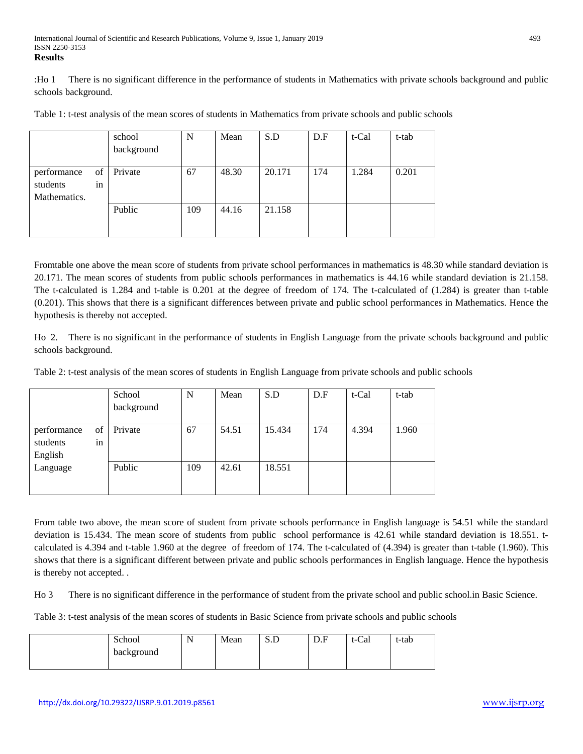**Results**

:Ho 1  There is no significant difference in the performance of students in Mathematics with private schools background and public schools background.

Table 1: t-test analysis of the mean scores of students in Mathematics from private schools and public schools

| | school background | N | Mean | S.D | D.F | t-Cal | t-tab |
|---|---|---|---|---|---|---|---|
| performance of students in Mathematics. | Private | 67 | 48.30 | 20.171 | 174 | 1.284 | 0.201 |
| | Public | 109 | 44.16 | 21.158 | | | |

Fromtable one above the mean score of students from private school performances in mathematics is 48.30 while standard deviation is 20.171. The mean scores of students from public schools performances in mathematics is 44.16 while standard deviation is 21.158. The t-calculated is 1.284 and t-table is 0.201 at the degree of freedom of 174. The t-calculated of (1.284) is greater than t-table (0.201). This shows that there is a significant differences between private and public school performances in Mathematics. Hence the hypothesis is thereby not accepted.

Ho 2.  There is no significant in the performance of students in English Language from the private schools background and public schools background.

Table 2: t-test analysis of the mean scores of students in English Language from private schools and public schools

| | School background | N | Mean | S.D | D.F | t-Cal | t-tab |
|---|---|---|---|---|---|---|---|
| performance of students in English Language | Private | 67 | 54.51 | 15.434 | 174 | 4.394 | 1.960 |
| | Public | 109 | 42.61 | 18.551 | | | |

From table two above, the mean score of student from private schools performance in English language is 54.51 while the standard deviation is 15.434. The mean score of students from public school performance is 42.61 while standard deviation is 18.551. t-calculated is 4.394 and t-table 1.960 at the degree of freedom of 174. The t-calculated of (4.394) is greater than t-table (1.960). This shows that there is a significant different between private and public schools performances in English language. Hence the hypothesis is thereby not accepted. .

Ho 3  There is no significant difference in the performance of student from the private school and public school.in Basic Science.

Table 3: t-test analysis of the mean scores of students in Basic Science from private schools and public schools

| | School background | N | Mean | S.D | D.F | t-Cal | t-tab |
|---|---|---|---|---|---|---|---|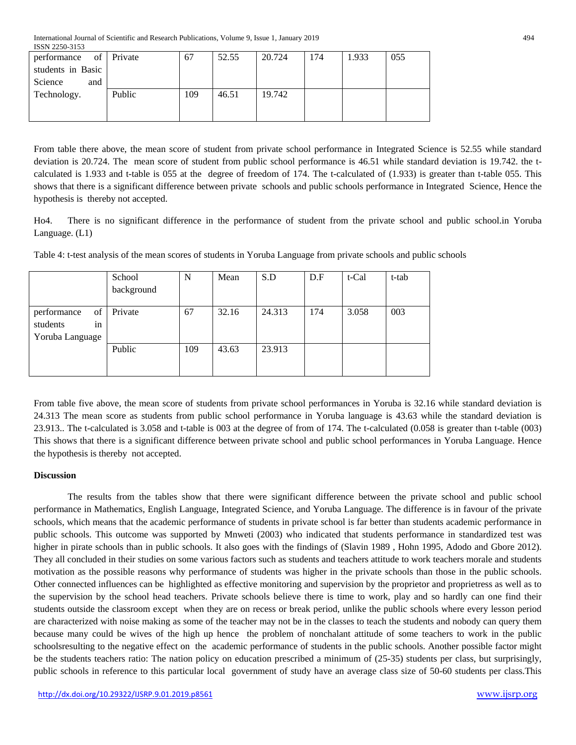| performance of students in Basic Science and Technology. | Private | 67 | 52.55 | 20.724 | 174 | 1.933 | 055 |
|---|---|---|---|---|---|---|---|
| | Public | 109 | 46.51 | 19.742 | | | |

From table there above, the mean score of student from private school performance in Integrated Science is 52.55 while standard deviation is 20.724. The mean score of student from public school performance is 46.51 while standard deviation is 19.742. the t-calculated is 1.933 and t-table is 055 at the degree of freedom of 174. The t-calculated of (1.933) is greater than t-table 055. This shows that there is a significant difference between private schools and public schools performance in Integrated Science, Hence the hypothesis is thereby not accepted.

Ho4. There is no significant difference in the performance of student from the private school and public school.in Yoruba Language. (L1)

Table 4: t-test analysis of the mean scores of students in Yoruba Language from private schools and public schools

| | School background | N | Mean | S.D | D.F | t-Cal | t-tab |
|---|---|---|---|---|---|---|---|
| performance of students in Yoruba Language | Private | 67 | 32.16 | 24.313 | 174 | 3.058 | 003 |
| | Public | 109 | 43.63 | 23.913 | | | |

From table five above, the mean score of students from private school performances in Yoruba is 32.16 while standard deviation is 24.313 The mean score as students from public school performance in Yoruba language is 43.63 while the standard deviation is 23.913.. The t-calculated is 3.058 and t-table is 003 at the degree of from of 174. The t-calculated (0.058 is greater than t-table (003) This shows that there is a significant difference between private school and public school performances in Yoruba Language. Hence the hypothesis is thereby not accepted.

**Discussion**

The results from the tables show that there were significant difference between the private school and public school performance in Mathematics, English Language, Integrated Science, and Yoruba Language. The difference is in favour of the private schools, which means that the academic performance of students in private school is far better than students academic performance in public schools. This outcome was supported by Mnweti (2003) who indicated that students performance in standardized test was higher in pirate schools than in public schools. It also goes with the findings of (Slavin 1989 , Hohn 1995, Adodo and Gbore 2012). They all concluded in their studies on some various factors such as students and teachers attitude to work teachers morale and students motivation as the possible reasons why performance of students was higher in the private schools than those in the public schools. Other connected influences can be highlighted as effective monitoring and supervision by the proprietor and proprietress as well as to the supervision by the school head teachers. Private schools believe there is time to work, play and so hardly can one find their students outside the classroom except when they are on recess or break period, unlike the public schools where every lesson period are characterized with noise making as some of the teacher may not be in the classes to teach the students and nobody can query them because many could be wives of the high up hence the problem of nonchalant attitude of some teachers to work in the public schoolsresulting to the negative effect on the academic performance of students in the public schools. Another possible factor might be the students teachers ratio: The nation policy on education prescribed a minimum of (25-35) students per class, but surprisingly, public schools in reference to this particular local government of study have an average class size of 50-60 students per class.This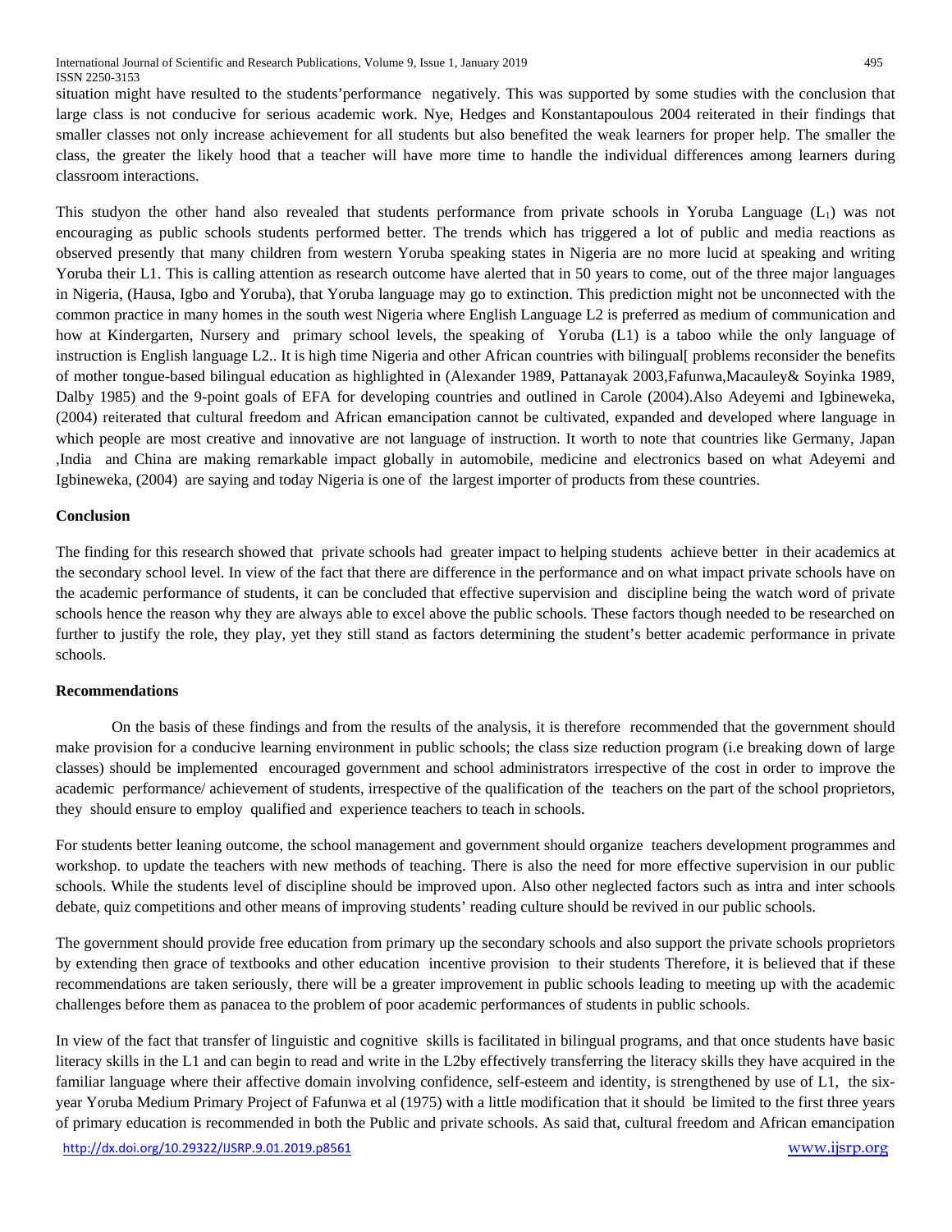situation might have resulted to the students'performance negatively. This was supported by some studies with the conclusion that large class is not conducive for serious academic work. Nye, Hedges and Konstantapoulous 2004 reiterated in their findings that smaller classes not only increase achievement for all students but also benefited the weak learners for proper help. The smaller the class, the greater the likely hood that a teacher will have more time to handle the individual differences among learners during classroom interactions.

This studyon the other hand also revealed that students performance from private schools in Yoruba Language ($L_1$) was not encouraging as public schools students performed better. The trends which has triggered a lot of public and media reactions as observed presently that many children from western Yoruba speaking states in Nigeria are no more lucid at speaking and writing Yoruba their L1. This is calling attention as research outcome have alerted that in 50 years to come, out of the three major languages in Nigeria, (Hausa, Igbo and Yoruba), that Yoruba language may go to extinction. This prediction might not be unconnected with the common practice in many homes in the south west Nigeria where English Language L2 is preferred as medium of communication and how at Kindergarten, Nursery and primary school levels, the speaking of Yoruba (L1) is a taboo while the only language of instruction is English language L2.. It is high time Nigeria and other African countries with bilingual[ problems reconsider the benefits of mother tongue-based bilingual education as highlighted in (Alexander 1989, Pattanayak 2003,Fafunwa,Macauley& Soyinka 1989, Dalby 1985) and the 9-point goals of EFA for developing countries and outlined in Carole (2004).Also Adeyemi and Igbineweka, (2004) reiterated that cultural freedom and African emancipation cannot be cultivated, expanded and developed where language in which people are most creative and innovative are not language of instruction. It worth to note that countries like Germany, Japan ,India and China are making remarkable impact globally in automobile, medicine and electronics based on what Adeyemi and Igbineweka, (2004) are saying and today Nigeria is one of the largest importer of products from these countries.

**Conclusion**

The finding for this research showed that private schools had greater impact to helping students achieve better in their academics at the secondary school level. In view of the fact that there are difference in the performance and on what impact private schools have on the academic performance of students, it can be concluded that effective supervision and discipline being the watch word of private schools hence the reason why they are always able to excel above the public schools. These factors though needed to be researched on further to justify the role, they play, yet they still stand as factors determining the student's better academic performance in private schools.

**Recommendations**

On the basis of these findings and from the results of the analysis, it is therefore recommended that the government should make provision for a conducive learning environment in public schools; the class size reduction program (i.e breaking down of large classes) should be implemented encouraged government and school administrators irrespective of the cost in order to improve the academic performance/ achievement of students, irrespective of the qualification of the teachers on the part of the school proprietors, they should ensure to employ qualified and experience teachers to teach in schools.

For students better leaning outcome, the school management and government should organize teachers development programmes and workshop. to update the teachers with new methods of teaching. There is also the need for more effective supervision in our public schools. While the students level of discipline should be improved upon. Also other neglected factors such as intra and inter schools debate, quiz competitions and other means of improving students' reading culture should be revived in our public schools.

The government should provide free education from primary up the secondary schools and also support the private schools proprietors by extending then grace of textbooks and other education incentive provision to their students Therefore, it is believed that if these recommendations are taken seriously, there will be a greater improvement in public schools leading to meeting up with the academic challenges before them as panacea to the problem of poor academic performances of students in public schools.

In view of the fact that transfer of linguistic and cognitive skills is facilitated in bilingual programs, and that once students have basic literacy skills in the L1 and can begin to read and write in the L2by effectively transferring the literacy skills they have acquired in the familiar language where their affective domain involving confidence, self-esteem and identity, is strengthened by use of L1, the six-year Yoruba Medium Primary Project of Fafunwa et al (1975) with a little modification that it should be limited to the first three years of primary education is recommended in both the Public and private schools. As said that, cultural freedom and African emancipation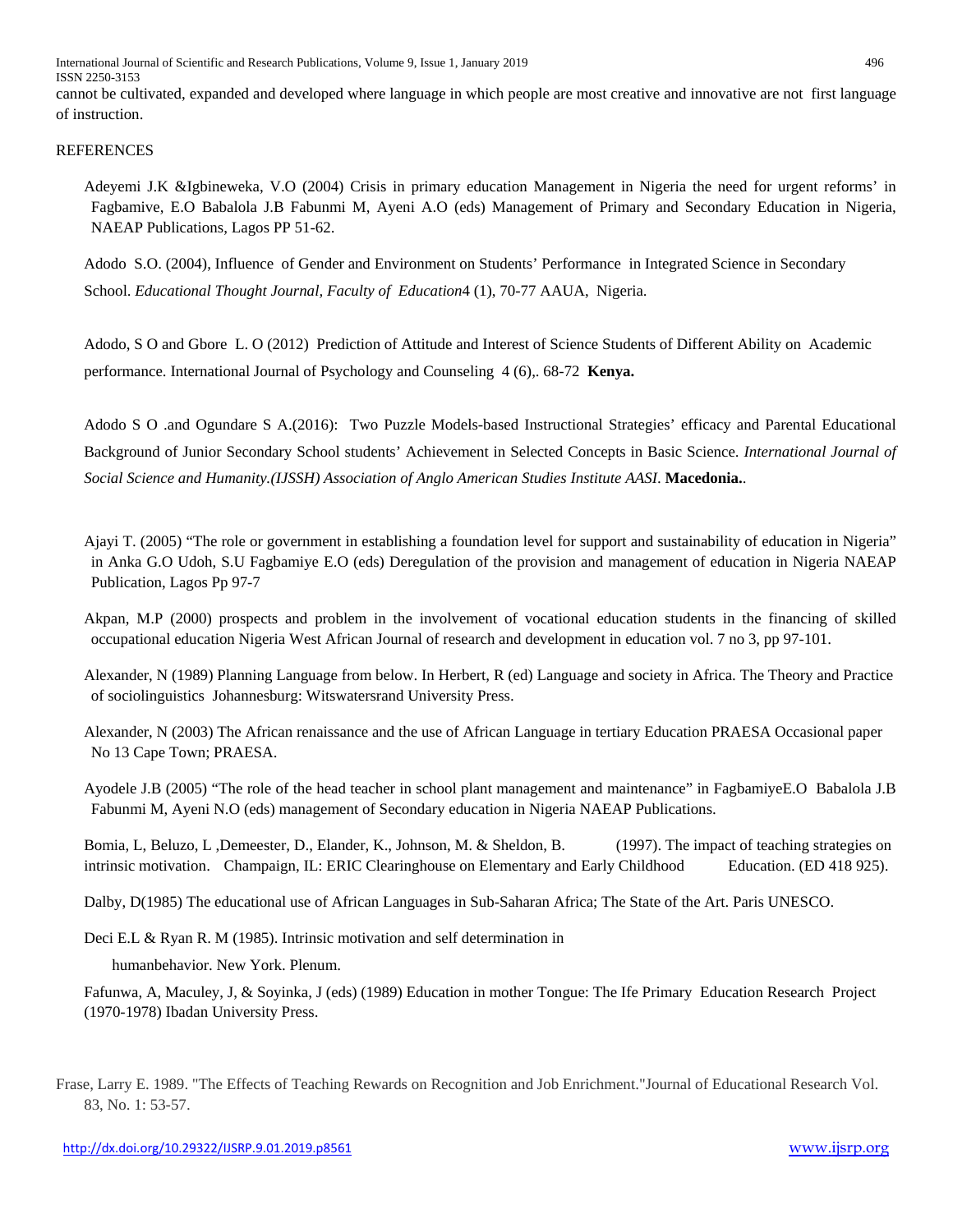cannot be cultivated, expanded and developed where language in which people are most creative and innovative are not first language of instruction.

REFERENCES

Adeyemi J.K &Igbineweka, V.O (2004) Crisis in primary education Management in Nigeria the need for urgent reforms' in Fagbamive, E.O Babalola J.B Fabunmi M, Ayeni A.O (eds) Management of Primary and Secondary Education in Nigeria, NAEAP Publications, Lagos PP 51-62.

Adodo S.O. (2004), Influence of Gender and Environment on Students' Performance in Integrated Science in Secondary School. *Educational Thought Journal, Faculty of Education*4 (1), 70-77 AAUA, Nigeria.

Adodo, S O and Gbore L. O (2012) Prediction of Attitude and Interest of Science Students of Different Ability on Academic performance. International Journal of Psychology and Counseling 4 (6),. 68-72 **Kenya.**

Adodo S O .and Ogundare S A.(2016): Two Puzzle Models-based Instructional Strategies' efficacy and Parental Educational Background of Junior Secondary School students' Achievement in Selected Concepts in Basic Science. *International Journal of Social Science and Humanity.(IJSSH) Association of Anglo American Studies Institute AASI*. **Macedonia.**.

Ajayi T. (2005) "The role or government in establishing a foundation level for support and sustainability of education in Nigeria" in Anka G.O Udoh, S.U Fagbamiye E.O (eds) Deregulation of the provision and management of education in Nigeria NAEAP Publication, Lagos Pp 97-7

Akpan, M.P (2000) prospects and problem in the involvement of vocational education students in the financing of skilled occupational education Nigeria West African Journal of research and development in education vol. 7 no 3, pp 97-101.

Alexander, N (1989) Planning Language from below. In Herbert, R (ed) Language and society in Africa. The Theory and Practice of sociolinguistics Johannesburg: Witswatersrand University Press.

Alexander, N (2003) The African renaissance and the use of African Language in tertiary Education PRAESA Occasional paper No 13 Cape Town; PRAESA.

Ayodele J.B (2005) "The role of the head teacher in school plant management and maintenance" in FagbamiyeE.O Babalola J.B Fabunmi M, Ayeni N.O (eds) management of Secondary education in Nigeria NAEAP Publications.

Bomia, L, Beluzo, L ,Demeester, D., Elander, K., Johnson, M. & Sheldon, B. (1997). The impact of teaching strategies on intrinsic motivation. Champaign, IL: ERIC Clearinghouse on Elementary and Early Childhood Education. (ED 418 925).

Dalby, D(1985) The educational use of African Languages in Sub-Saharan Africa; The State of the Art. Paris UNESCO.

Deci E.L & Ryan R. M (1985). Intrinsic motivation and self determination in humanbehavior. New York. Plenum.

Fafunwa, A, Maculey, J, & Soyinka, J (eds) (1989) Education in mother Tongue: The Ife Primary Education Research Project (1970-1978) Ibadan University Press.

Frase, Larry E. 1989. "The Effects of Teaching Rewards on Recognition and Job Enrichment."Journal of Educational Research Vol. 83, No. 1: 53-57.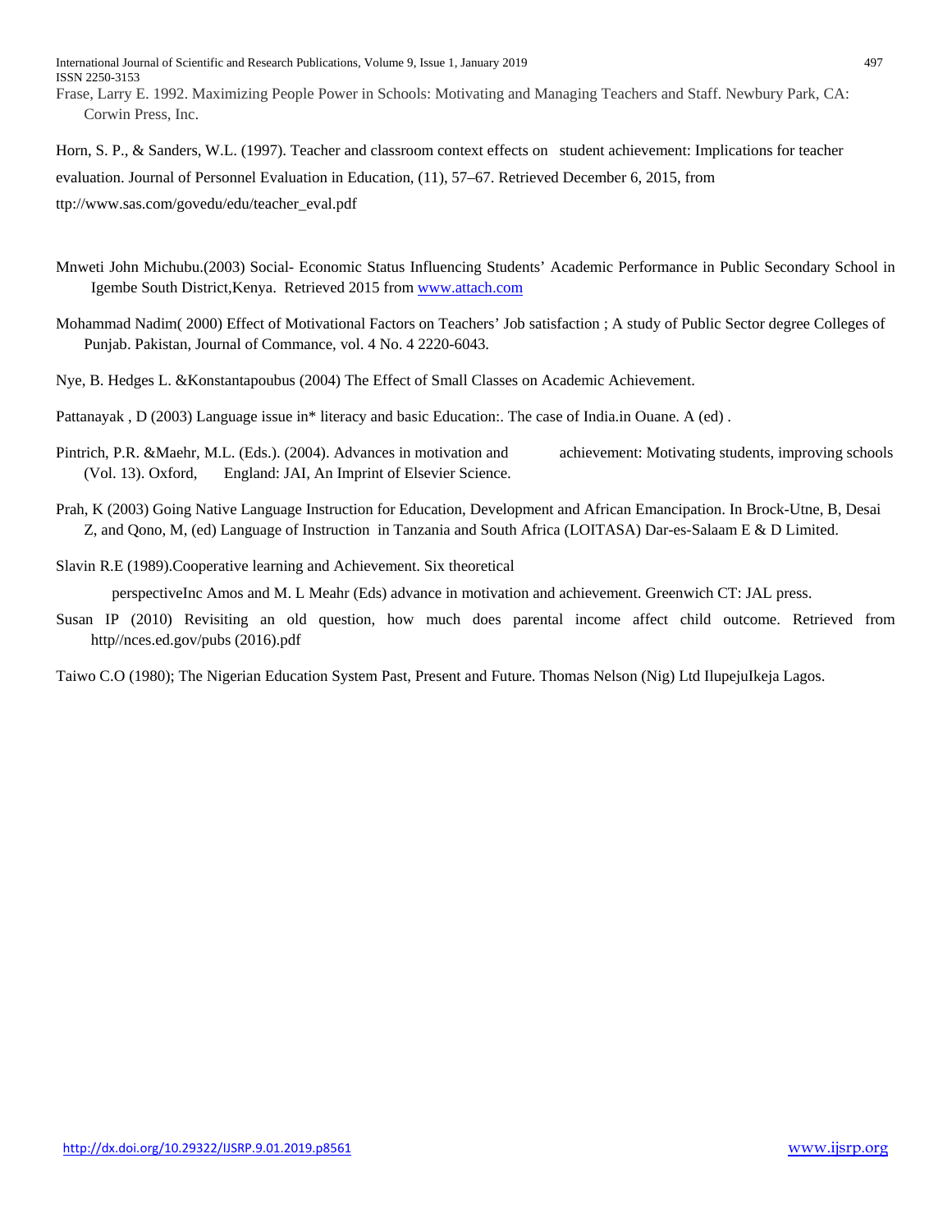Frase, Larry E. 1992. Maximizing People Power in Schools: Motivating and Managing Teachers and Staff. Newbury Park, CA: Corwin Press, Inc.

Horn, S. P., & Sanders, W.L. (1997). Teacher and classroom context effects on student achievement: Implications for teacher evaluation. Journal of Personnel Evaluation in Education, (11), 57–67. Retrieved December 6, 2015, from ttp://www.sas.com/govedu/edu/teacher_eval.pdf

Mnweti John Michubu.(2003) Social- Economic Status Influencing Students' Academic Performance in Public Secondary School in Igembe South District,Kenya. Retrieved 2015 from www.attach.com

Mohammad Nadim( 2000) Effect of Motivational Factors on Teachers' Job satisfaction ; A study of Public Sector degree Colleges of Punjab. Pakistan, Journal of Commance, vol. 4 No. 4 2220-6043.

Nye, B. Hedges L. &Konstantapoubus (2004) The Effect of Small Classes on Academic Achievement.

Pattanayak , D (2003) Language issue in* literacy and basic Education:. The case of India.in Ouane. A (ed) .

Pintrich, P.R. &Maehr, M.L. (Eds.). (2004). Advances in motivation and achievement: Motivating students, improving schools (Vol. 13). Oxford, England: JAI, An Imprint of Elsevier Science.

Prah, K (2003) Going Native Language Instruction for Education, Development and African Emancipation. In Brock-Utne, B, Desai Z, and Qono, M, (ed) Language of Instruction in Tanzania and South Africa (LOITASA) Dar-es-Salaam E & D Limited.

Slavin R.E (1989).Cooperative learning and Achievement. Six theoretical perspectiveInc Amos and M. L Meahr (Eds) advance in motivation and achievement. Greenwich CT: JAL press.

Susan IP (2010) Revisiting an old question, how much does parental income affect child outcome. Retrieved from http//nces.ed.gov/pubs (2016).pdf

Taiwo C.O (1980); The Nigerian Education System Past, Present and Future. Thomas Nelson (Nig) Ltd IlupejuIkeja Lagos.